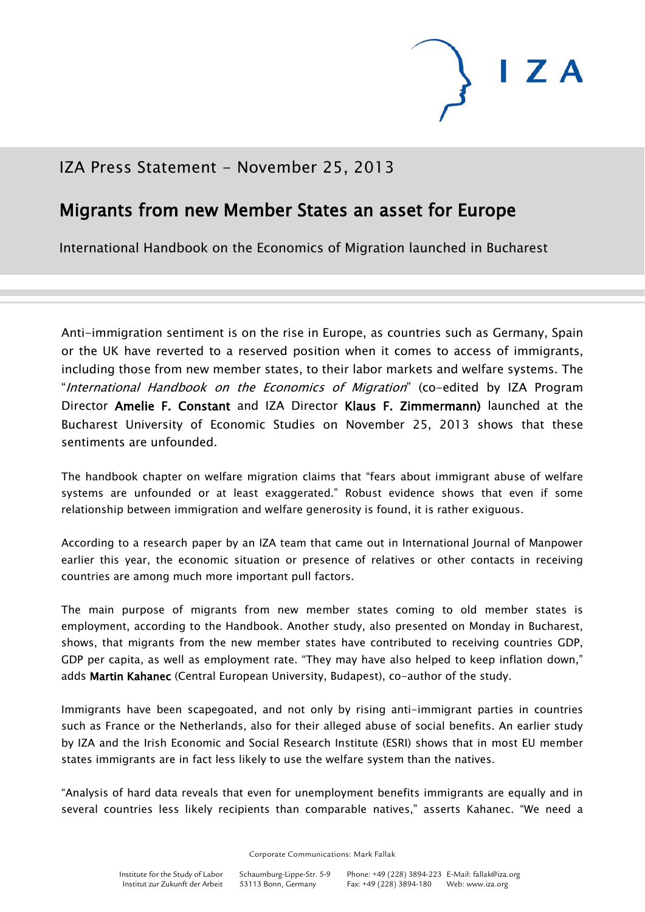IZA Press Statement - November 25, 2013

# Migrants from new Member States an asset for Europe

International Handbook on the Economics of Migration launched in Bucharest

Anti-immigration sentiment is on the rise in Europe, as countries such as Germany, Spain or the UK have reverted to a reserved position when it comes to access of immigrants, including those from new member states, to their labor markets and welfare systems. The "*International Handbook on the Economics of Migration*" (co-edited by IZA Program Director **Amelie F. Constant** and IZA Director **Klaus F. Zimmermann)** launched at the Bucharest University of Economic Studies on November 25, 2013 shows that these sentiments are unfounded.

The handbook chapter on welfare migration claims that "fears about immigrant abuse of welfare systems are unfounded or at least exaggerated." Robust evidence shows that even if some relationship between immigration and welfare generosity is found, it is rather exiguous.

According to a research paper by an IZA team that came out in International Journal of Manpower earlier this year, the economic situation or presence of relatives or other contacts in receiving countries are among much more important pull factors.

The main purpose of migrants from new member states coming to old member states is employment, according to the Handbook. Another study, also presented on Monday in Bucharest, shows, that migrants from the new member states have contributed to receiving countries GDP, GDP per capita, as well as employment rate. "They may have also helped to keep inflation down," adds **Martin Kahanec** (Central European University, Budapest), co-author of the study.

Immigrants have been scapegoated, and not only by rising anti-immigrant parties in countries such as France or the Netherlands, also for their alleged abuse of social benefits. An earlier study by IZA and the Irish Economic and Social Research Institute (ESRI) shows that in most EU member states immigrants are in fact less likely to use the welfare system than the natives.

"Analysis of hard data reveals that even for unemployment benefits immigrants are equally and in several countries less likely recipients than comparable natives," asserts Kahanec. "We need a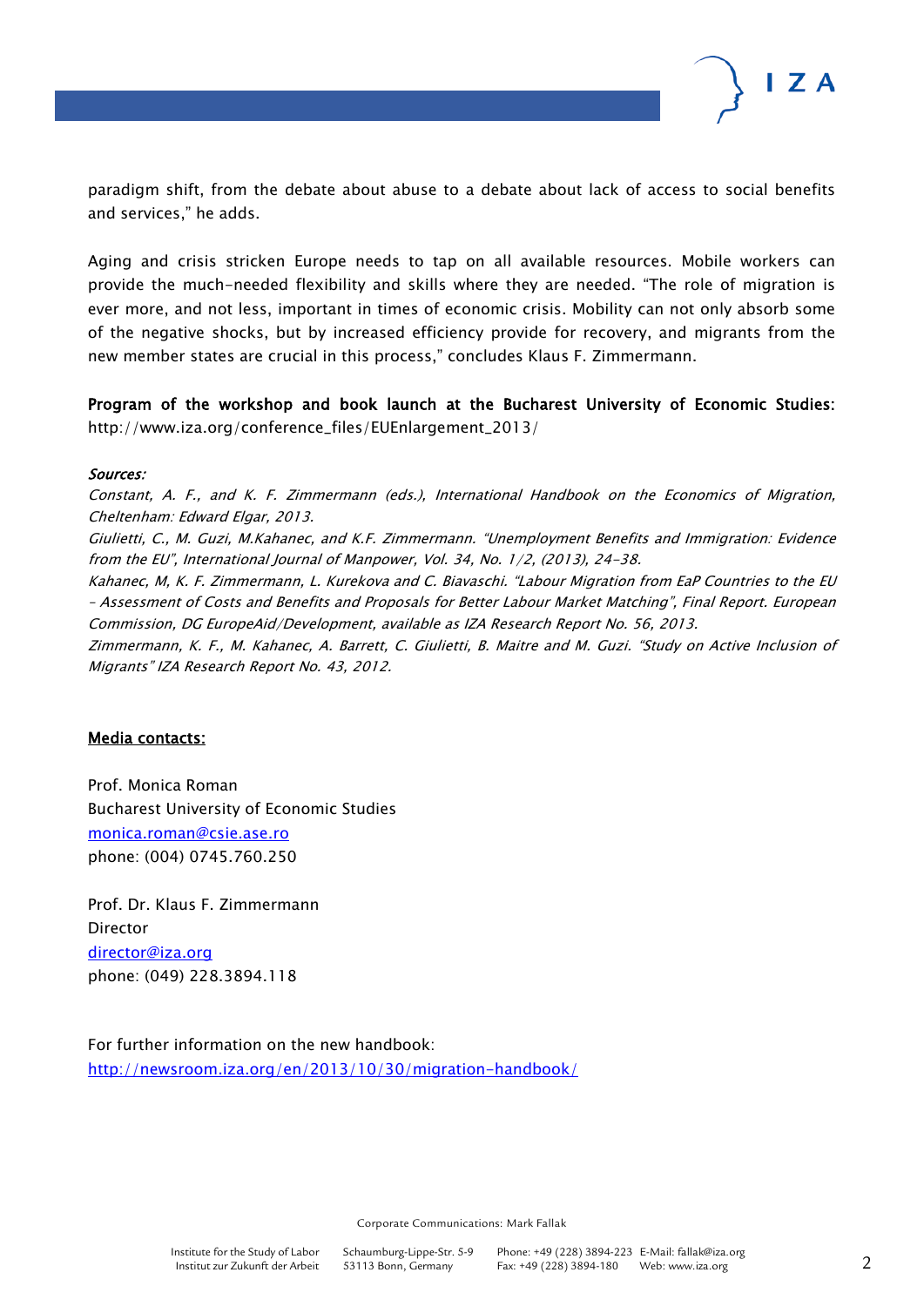paradigm shift, from the debate about abuse to a debate about lack of access to social benefits and services," he adds.

Aging and crisis stricken Europe needs to tap on all available resources. Mobile workers can provide the much-needed flexibility and skills where they are needed. "The role of migration is ever more, and not less, important in times of economic crisis. Mobility can not only absorb some of the negative shocks, but by increased efficiency provide for recovery, and migrants from the new member states are crucial in this process," concludes Klaus F. Zimmermann.

**Program of the workshop and book launch at the Bucharest University of Economic Studies:** http://www.iza.org/conference_files/EUEnlargement_2013/

***Sources:***

*Constant, A. F., and K. F. Zimmermann (eds.), International Handbook on the Economics of Migration, Cheltenham: Edward Elgar, 2013.*

*Giulietti, C., M. Guzi, M.Kahanec, and K.F. Zimmermann. "Unemployment Benefits and Immigration: Evidence from the EU", International Journal of Manpower, Vol. 34, No. 1/2, (2013), 24-38.*

*Kahanec, M, K. F. Zimmermann, L. Kurekova and C. Biavaschi. "Labour Migration from EaP Countries to the EU – Assessment of Costs and Benefits and Proposals for Better Labour Market Matching", Final Report. European Commission, DG EuropeAid/Development, available as IZA Research Report No. 56, 2013.*

*Zimmermann, K. F., M. Kahanec, A. Barrett, C. Giulietti, B. Maitre and M. Guzi. "Study on Active Inclusion of Migrants" IZA Research Report No. 43, 2012.*

**Media contacts:**

Prof. Monica Roman
Bucharest University of Economic Studies
monica.roman@csie.ase.ro
phone: (004) 0745.760.250

Prof. Dr. Klaus F. Zimmermann
Director
director@iza.org
phone: (049) 228.3894.118

For further information on the new handbook:
http://newsroom.iza.org/en/2013/10/30/migration-handbook/